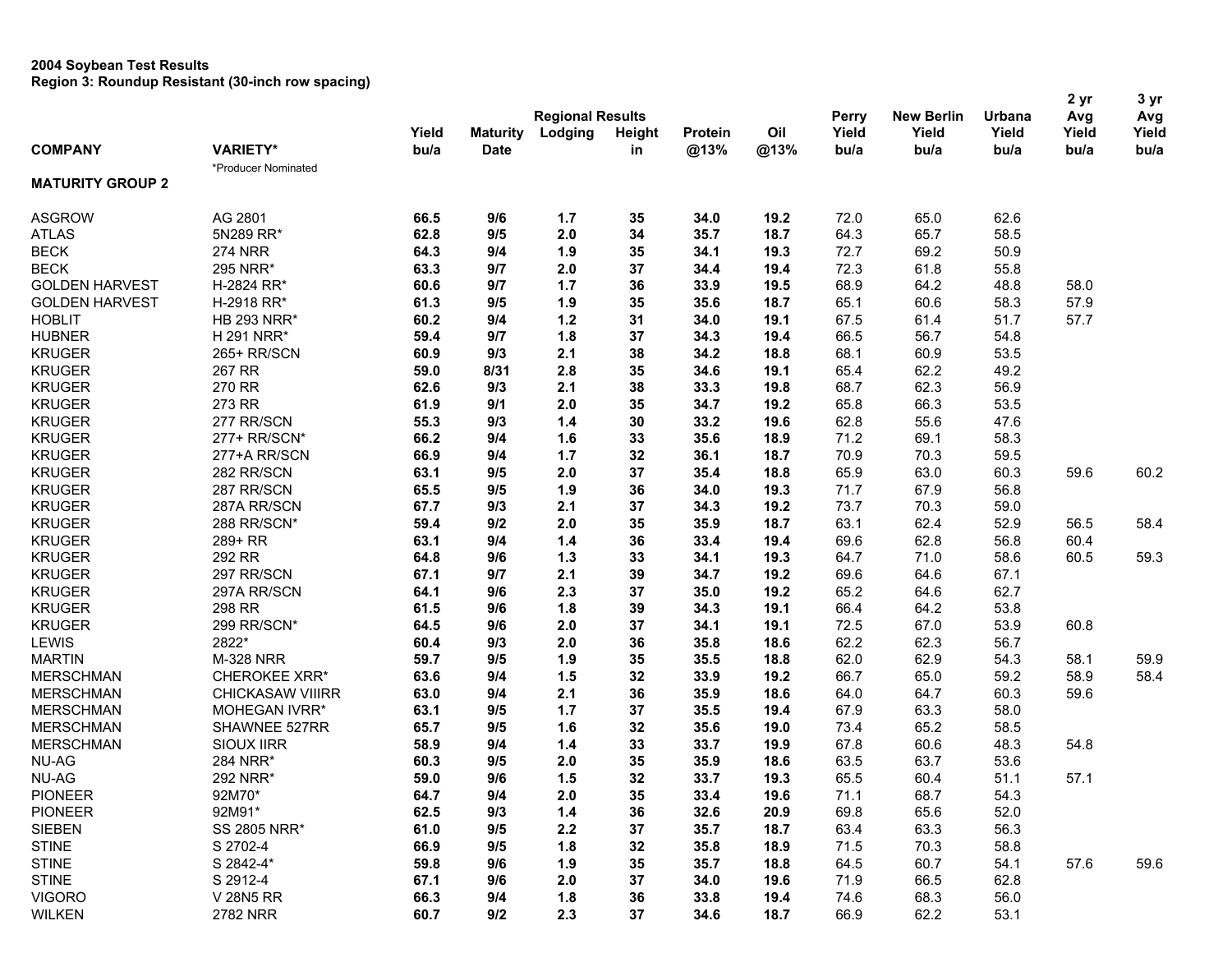**2004 Soybean Test Results**
**Region 3: Roundup Resistant (30-inch row spacing)**

| COMPANY | VARIETY* | Regional Results Yield bu/a | Maturity Date | Lodging | Height in | Protein @13% | Oil @13% | Perry Yield bu/a | New Berlin Yield bu/a | Urbana Yield bu/a | 2 yr Avg Yield bu/a | 3 yr Avg Yield bu/a |
|---|---|---|---|---|---|---|---|---|---|---|---|---|
| | *Producer Nominated | | | | | | | | | | | |
| **MATURITY GROUP 2** | | | | | | | | | | | | |
| ASGROW | AG 2801 | **66.5** | **9/6** | **1.7** | **35** | **34.0** | **19.2** | 72.0 | 65.0 | 62.6 | | |
| ATLAS | 5N289 RR* | **62.8** | **9/5** | **2.0** | **34** | **35.7** | **18.7** | 64.3 | 65.7 | 58.5 | | |
| BECK | 274 NRR | **64.3** | **9/4** | **1.9** | **35** | **34.1** | **19.3** | 72.7 | 69.2 | 50.9 | | |
| BECK | 295 NRR* | **63.3** | **9/7** | **2.0** | **37** | **34.4** | **19.4** | 72.3 | 61.8 | 55.8 | | |
| GOLDEN HARVEST | H-2824 RR* | **60.6** | **9/7** | **1.7** | **36** | **33.9** | **19.5** | 68.9 | 64.2 | 48.8 | 58.0 | |
| GOLDEN HARVEST | H-2918 RR* | **61.3** | **9/5** | **1.9** | **35** | **35.6** | **18.7** | 65.1 | 60.6 | 58.3 | 57.9 | |
| HOBLIT | HB 293 NRR* | **60.2** | **9/4** | **1.2** | **31** | **34.0** | **19.1** | 67.5 | 61.4 | 51.7 | 57.7 | |
| HUBNER | H 291 NRR* | **59.4** | **9/7** | **1.8** | **37** | **34.3** | **19.4** | 66.5 | 56.7 | 54.8 | | |
| KRUGER | 265+ RR/SCN | **60.9** | **9/3** | **2.1** | **38** | **34.2** | **18.8** | 68.1 | 60.9 | 53.5 | | |
| KRUGER | 267 RR | **59.0** | **8/31** | **2.8** | **35** | **34.6** | **19.1** | 65.4 | 62.2 | 49.2 | | |
| KRUGER | 270 RR | **62.6** | **9/3** | **2.1** | **38** | **33.3** | **19.8** | 68.7 | 62.3 | 56.9 | | |
| KRUGER | 273 RR | **61.9** | **9/1** | **2.0** | **35** | **34.7** | **19.2** | 65.8 | 66.3 | 53.5 | | |
| KRUGER | 277 RR/SCN | **55.3** | **9/3** | **1.4** | **30** | **33.2** | **19.6** | 62.8 | 55.6 | 47.6 | | |
| KRUGER | 277+ RR/SCN* | **66.2** | **9/4** | **1.6** | **33** | **35.6** | **18.9** | 71.2 | 69.1 | 58.3 | | |
| KRUGER | 277+A RR/SCN | **66.9** | **9/4** | **1.7** | **32** | **36.1** | **18.7** | 70.9 | 70.3 | 59.5 | | |
| KRUGER | 282 RR/SCN | **63.1** | **9/5** | **2.0** | **37** | **35.4** | **18.8** | 65.9 | 63.0 | 60.3 | 59.6 | 60.2 |
| KRUGER | 287 RR/SCN | **65.5** | **9/5** | **1.9** | **36** | **34.0** | **19.3** | 71.7 | 67.9 | 56.8 | | |
| KRUGER | 287A RR/SCN | **67.7** | **9/3** | **2.1** | **37** | **34.3** | **19.2** | 73.7 | 70.3 | 59.0 | | |
| KRUGER | 288 RR/SCN* | **59.4** | **9/2** | **2.0** | **35** | **35.9** | **18.7** | 63.1 | 62.4 | 52.9 | 56.5 | 58.4 |
| KRUGER | 289+ RR | **63.1** | **9/4** | **1.4** | **36** | **33.4** | **19.4** | 69.6 | 62.8 | 56.8 | 60.4 | |
| KRUGER | 292 RR | **64.8** | **9/6** | **1.3** | **33** | **34.1** | **19.3** | 64.7 | 71.0 | 58.6 | 60.5 | 59.3 |
| KRUGER | 297 RR/SCN | **67.1** | **9/7** | **2.1** | **39** | **34.7** | **19.2** | 69.6 | 64.6 | 67.1 | | |
| KRUGER | 297A RR/SCN | **64.1** | **9/6** | **2.3** | **37** | **35.0** | **19.2** | 65.2 | 64.6 | 62.7 | | |
| KRUGER | 298 RR | **61.5** | **9/6** | **1.8** | **39** | **34.3** | **19.1** | 66.4 | 64.2 | 53.8 | | |
| KRUGER | 299 RR/SCN* | **64.5** | **9/6** | **2.0** | **37** | **34.1** | **19.1** | 72.5 | 67.0 | 53.9 | 60.8 | |
| LEWIS | 2822* | **60.4** | **9/3** | **2.0** | **36** | **35.8** | **18.6** | 62.2 | 62.3 | 56.7 | | |
| MARTIN | M-328 NRR | **59.7** | **9/5** | **1.9** | **35** | **35.5** | **18.8** | 62.0 | 62.9 | 54.3 | 58.1 | 59.9 |
| MERSCHMAN | CHEROKEE XRR* | **63.6** | **9/4** | **1.5** | **32** | **33.9** | **19.2** | 66.7 | 65.0 | 59.2 | 58.9 | 58.4 |
| MERSCHMAN | CHICKASAW VIIIRR | **63.0** | **9/4** | **2.1** | **36** | **35.9** | **18.6** | 64.0 | 64.7 | 60.3 | 59.6 | |
| MERSCHMAN | MOHEGAN IVRR* | **63.1** | **9/5** | **1.7** | **37** | **35.5** | **19.4** | 67.9 | 63.3 | 58.0 | | |
| MERSCHMAN | SHAWNEE 527RR | **65.7** | **9/5** | **1.6** | **32** | **35.6** | **19.0** | 73.4 | 65.2 | 58.5 | | |
| MERSCHMAN | SIOUX IIRR | **58.9** | **9/4** | **1.4** | **33** | **33.7** | **19.9** | 67.8 | 60.6 | 48.3 | 54.8 | |
| NU-AG | 284 NRR* | **60.3** | **9/5** | **2.0** | **35** | **35.9** | **18.6** | 63.5 | 63.7 | 53.6 | | |
| NU-AG | 292 NRR* | **59.0** | **9/6** | **1.5** | **32** | **33.7** | **19.3** | 65.5 | 60.4 | 51.1 | 57.1 | |
| PIONEER | 92M70* | **64.7** | **9/4** | **2.0** | **35** | **33.4** | **19.6** | 71.1 | 68.7 | 54.3 | | |
| PIONEER | 92M91* | **62.5** | **9/3** | **1.4** | **36** | **32.6** | **20.9** | 69.8 | 65.6 | 52.0 | | |
| SIEBEN | SS 2805 NRR* | **61.0** | **9/5** | **2.2** | **37** | **35.7** | **18.7** | 63.4 | 63.3 | 56.3 | | |
| STINE | S 2702-4 | **66.9** | **9/5** | **1.8** | **32** | **35.8** | **18.9** | 71.5 | 70.3 | 58.8 | | |
| STINE | S 2842-4* | **59.8** | **9/6** | **1.9** | **35** | **35.7** | **18.8** | 64.5 | 60.7 | 54.1 | 57.6 | 59.6 |
| STINE | S 2912-4 | **67.1** | **9/6** | **2.0** | **37** | **34.0** | **19.6** | 71.9 | 66.5 | 62.8 | | |
| VIGORO | V 28N5 RR | **66.3** | **9/4** | **1.8** | **36** | **33.8** | **19.4** | 74.6 | 68.3 | 56.0 | | |
| WILKEN | 2782 NRR | **60.7** | **9/2** | **2.3** | **37** | **34.6** | **18.7** | 66.9 | 62.2 | 53.1 | | |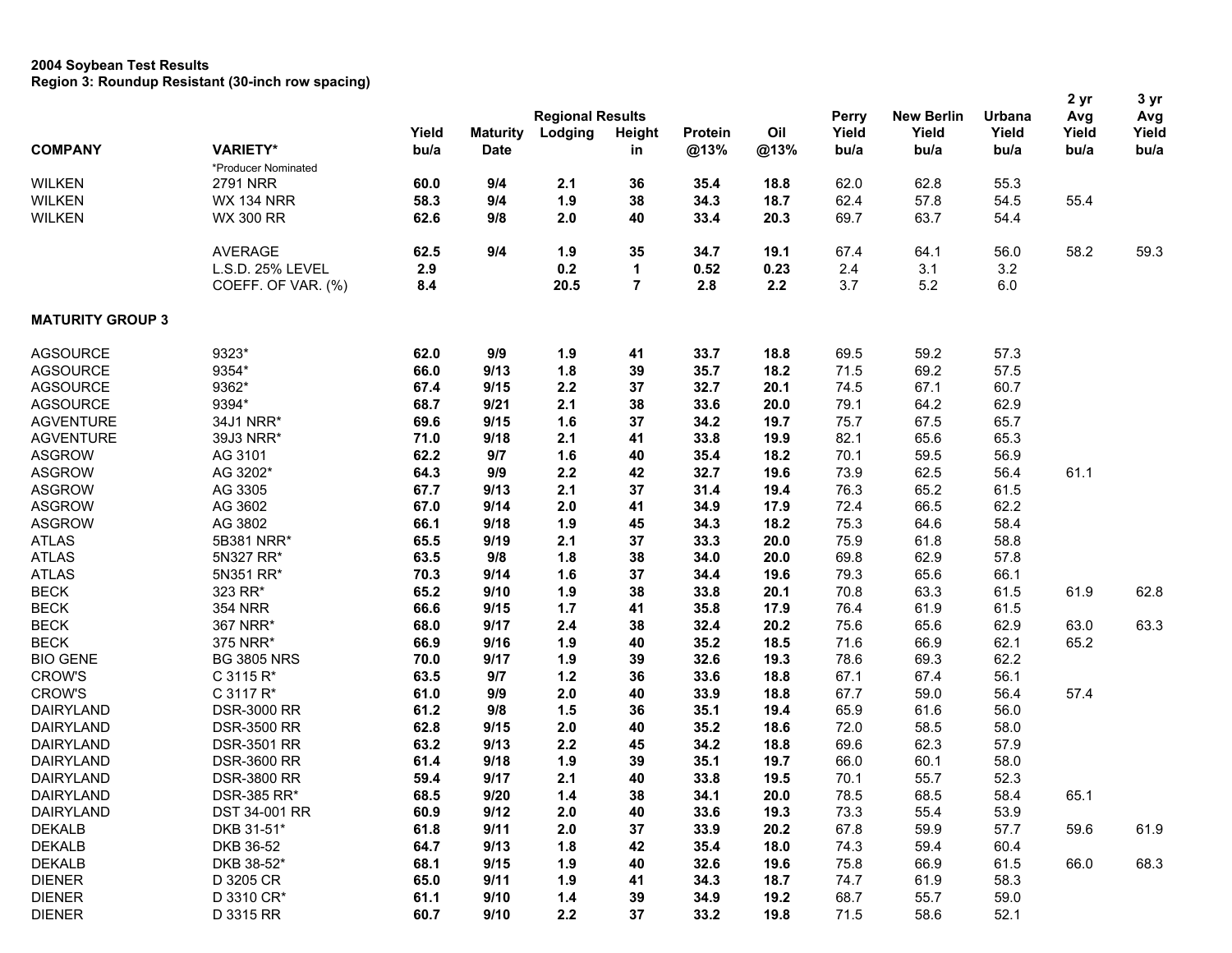**2004 Soybean Test Results**
**Region 3: Roundup Resistant (30-inch row spacing)**

| COMPANY | VARIETY* | Yield bu/a | Maturity Date | Regional Results Lodging | Height in | Protein @13% | Oil @13% | Perry Yield bu/a | New Berlin Yield bu/a | Urbana Yield bu/a | 2 yr Avg Yield bu/a | 3 yr Avg Yield bu/a |
|---|---|---|---|---|---|---|---|---|---|---|---|---|
| | *Producer Nominated | | | | | | | | | | | |
| WILKEN | 2791 NRR | **60.0** | **9/4** | **2.1** | **36** | **35.4** | **18.8** | 62.0 | 62.8 | 55.3 | | |
| WILKEN | WX 134 NRR | **58.3** | **9/4** | **1.9** | **38** | **34.3** | **18.7** | 62.4 | 57.8 | 54.5 | 55.4 | |
| WILKEN | WX 300 RR | **62.6** | **9/8** | **2.0** | **40** | **33.4** | **20.3** | 69.7 | 63.7 | 54.4 | | |
| | AVERAGE | **62.5** | **9/4** | **1.9** | **35** | **34.7** | **19.1** | 67.4 | 64.1 | 56.0 | 58.2 | 59.3 |
| | L.S.D. 25% LEVEL | **2.9** | | **0.2** | **1** | **0.52** | **0.23** | 2.4 | 3.1 | 3.2 | | |
| | COEFF. OF VAR. (%) | **8.4** | | **20.5** | **7** | **2.8** | **2.2** | 3.7 | 5.2 | 6.0 | | |
| **MATURITY GROUP 3** | | | | | | | | | | | | |
| AGSOURCE | 9323* | **62.0** | **9/9** | **1.9** | **41** | **33.7** | **18.8** | 69.5 | 59.2 | 57.3 | | |
| AGSOURCE | 9354* | **66.0** | **9/13** | **1.8** | **39** | **35.7** | **18.2** | 71.5 | 69.2 | 57.5 | | |
| AGSOURCE | 9362* | **67.4** | **9/15** | **2.2** | **37** | **32.7** | **20.1** | 74.5 | 67.1 | 60.7 | | |
| AGSOURCE | 9394* | **68.7** | **9/21** | **2.1** | **38** | **33.6** | **20.0** | 79.1 | 64.2 | 62.9 | | |
| AGVENTURE | 34J1 NRR* | **69.6** | **9/15** | **1.6** | **37** | **34.2** | **19.7** | 75.7 | 67.5 | 65.7 | | |
| AGVENTURE | 39J3 NRR* | **71.0** | **9/18** | **2.1** | **41** | **33.8** | **19.9** | 82.1 | 65.6 | 65.3 | | |
| ASGROW | AG 3101 | **62.2** | **9/7** | **1.6** | **40** | **35.4** | **18.2** | 70.1 | 59.5 | 56.9 | | |
| ASGROW | AG 3202* | **64.3** | **9/9** | **2.2** | **42** | **32.7** | **19.6** | 73.9 | 62.5 | 56.4 | 61.1 | |
| ASGROW | AG 3305 | **67.7** | **9/13** | **2.1** | **37** | **31.4** | **19.4** | 76.3 | 65.2 | 61.5 | | |
| ASGROW | AG 3602 | **67.0** | **9/14** | **2.0** | **41** | **34.9** | **17.9** | 72.4 | 66.5 | 62.2 | | |
| ASGROW | AG 3802 | **66.1** | **9/18** | **1.9** | **45** | **34.3** | **18.2** | 75.3 | 64.6 | 58.4 | | |
| ATLAS | 5B381 NRR* | **65.5** | **9/19** | **2.1** | **37** | **33.3** | **20.0** | 75.9 | 61.8 | 58.8 | | |
| ATLAS | 5N327 RR* | **63.5** | **9/8** | **1.8** | **38** | **34.0** | **20.0** | 69.8 | 62.9 | 57.8 | | |
| ATLAS | 5N351 RR* | **70.3** | **9/14** | **1.6** | **37** | **34.4** | **19.6** | 79.3 | 65.6 | 66.1 | | |
| BECK | 323 RR* | **65.2** | **9/10** | **1.9** | **38** | **33.8** | **20.1** | 70.8 | 63.3 | 61.5 | 61.9 | 62.8 |
| BECK | 354 NRR | **66.6** | **9/15** | **1.7** | **41** | **35.8** | **17.9** | 76.4 | 61.9 | 61.5 | | |
| BECK | 367 NRR* | **68.0** | **9/17** | **2.4** | **38** | **32.4** | **20.2** | 75.6 | 65.6 | 62.9 | 63.0 | 63.3 |
| BECK | 375 NRR* | **66.9** | **9/16** | **1.9** | **40** | **35.2** | **18.5** | 71.6 | 66.9 | 62.1 | 65.2 | |
| BIO GENE | BG 3805 NRS | **70.0** | **9/17** | **1.9** | **39** | **32.6** | **19.3** | 78.6 | 69.3 | 62.2 | | |
| CROW'S | C 3115 R* | **63.5** | **9/7** | **1.2** | **36** | **33.6** | **18.8** | 67.1 | 67.4 | 56.1 | | |
| CROW'S | C 3117 R* | **61.0** | **9/9** | **2.0** | **40** | **33.9** | **18.8** | 67.7 | 59.0 | 56.4 | 57.4 | |
| DAIRYLAND | DSR-3000 RR | **61.2** | **9/8** | **1.5** | **36** | **35.1** | **19.4** | 65.9 | 61.6 | 56.0 | | |
| DAIRYLAND | DSR-3500 RR | **62.8** | **9/15** | **2.0** | **40** | **35.2** | **18.6** | 72.0 | 58.5 | 58.0 | | |
| DAIRYLAND | DSR-3501 RR | **63.2** | **9/13** | **2.2** | **45** | **34.2** | **18.8** | 69.6 | 62.3 | 57.9 | | |
| DAIRYLAND | DSR-3600 RR | **61.4** | **9/18** | **1.9** | **39** | **35.1** | **19.7** | 66.0 | 60.1 | 58.0 | | |
| DAIRYLAND | DSR-3800 RR | **59.4** | **9/17** | **2.1** | **40** | **33.8** | **19.5** | 70.1 | 55.7 | 52.3 | | |
| DAIRYLAND | DSR-385 RR* | **68.5** | **9/20** | **1.4** | **38** | **34.1** | **20.0** | 78.5 | 68.5 | 58.4 | 65.1 | |
| DAIRYLAND | DST 34-001 RR | **60.9** | **9/12** | **2.0** | **40** | **33.6** | **19.3** | 73.3 | 55.4 | 53.9 | | |
| DEKALB | DKB 31-51* | **61.8** | **9/11** | **2.0** | **37** | **33.9** | **20.2** | 67.8 | 59.9 | 57.7 | 59.6 | 61.9 |
| DEKALB | DKB 36-52 | **64.7** | **9/13** | **1.8** | **42** | **35.4** | **18.0** | 74.3 | 59.4 | 60.4 | | |
| DEKALB | DKB 38-52* | **68.1** | **9/15** | **1.9** | **40** | **32.6** | **19.6** | 75.8 | 66.9 | 61.5 | 66.0 | 68.3 |
| DIENER | D 3205 CR | **65.0** | **9/11** | **1.9** | **41** | **34.3** | **18.7** | 74.7 | 61.9 | 58.3 | | |
| DIENER | D 3310 CR* | **61.1** | **9/10** | **1.4** | **39** | **34.9** | **19.2** | 68.7 | 55.7 | 59.0 | | |
| DIENER | D 3315 RR | **60.7** | **9/10** | **2.2** | **37** | **33.2** | **19.8** | 71.5 | 58.6 | 52.1 | | |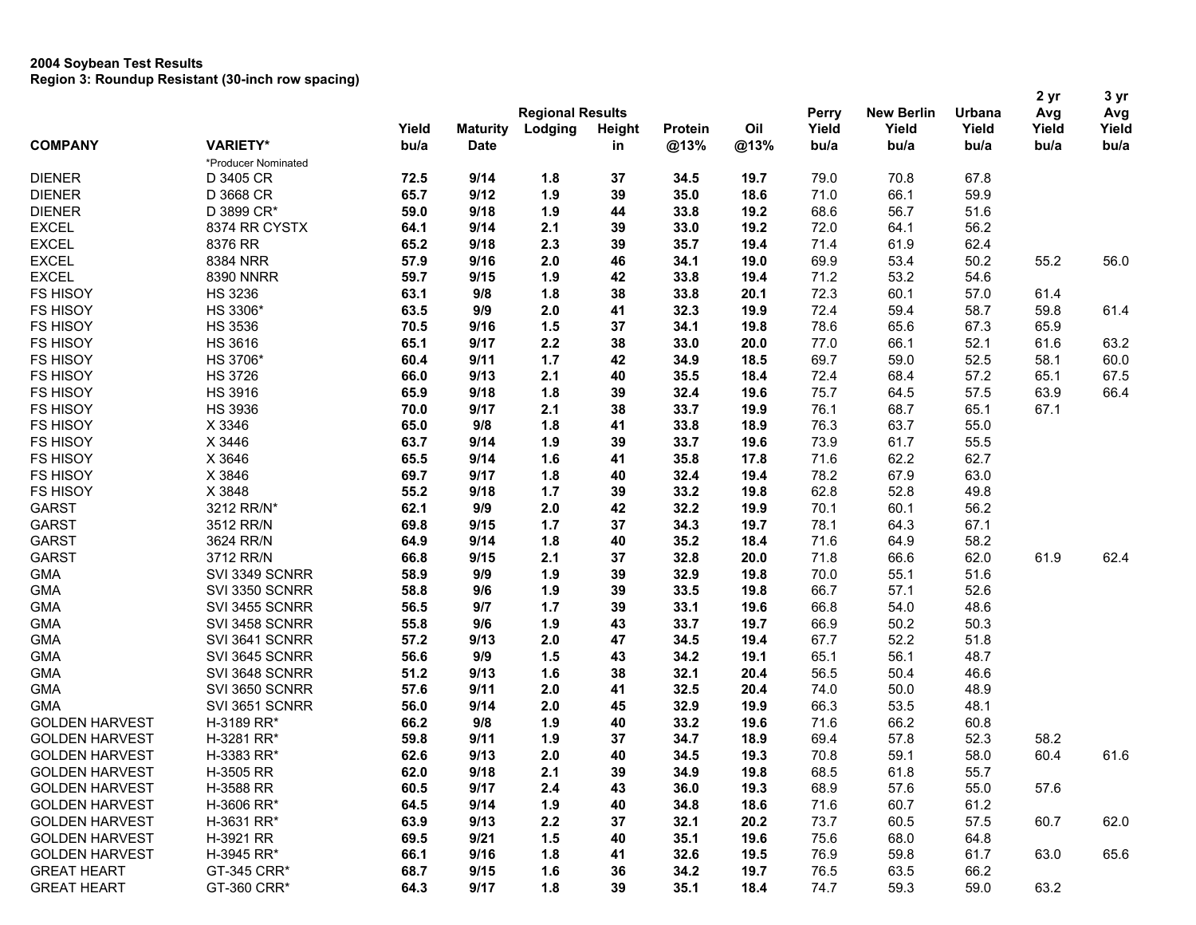**2004 Soybean Test Results**
**Region 3: Roundup Resistant (30-inch row spacing)**

| COMPANY | VARIETY* | Yield bu/a | Maturity Date | Lodging | Height in | Protein @13% | Oil @13% | Perry Yield bu/a | New Berlin Yield bu/a | Urbana Yield bu/a | 2 yr Avg Yield bu/a | 3 yr Avg Yield bu/a |
|---|---|---|---|---|---|---|---|---|---|---|---|---|
| | | Regional Results | | | | | | | | | | |
| | *Producer Nominated | | | | | | | | | | | |
| DIENER | D 3405 CR | **72.5** | **9/14** | **1.8** | **37** | **34.5** | **19.7** | 79.0 | 70.8 | 67.8 | | |
| DIENER | D 3668 CR | **65.7** | **9/12** | **1.9** | **39** | **35.0** | **18.6** | 71.0 | 66.1 | 59.9 | | |
| DIENER | D 3899 CR* | **59.0** | **9/18** | **1.9** | **44** | **33.8** | **19.2** | 68.6 | 56.7 | 51.6 | | |
| EXCEL | 8374 RR CYSTX | **64.1** | **9/14** | **2.1** | **39** | **33.0** | **19.2** | 72.0 | 64.1 | 56.2 | | |
| EXCEL | 8376 RR | **65.2** | **9/18** | **2.3** | **39** | **35.7** | **19.4** | 71.4 | 61.9 | 62.4 | | |
| EXCEL | 8384 NRR | **57.9** | **9/16** | **2.0** | **46** | **34.1** | **19.0** | 69.9 | 53.4 | 50.2 | 55.2 | 56.0 |
| EXCEL | 8390 NNRR | **59.7** | **9/15** | **1.9** | **42** | **33.8** | **19.4** | 71.2 | 53.2 | 54.6 | | |
| FS HISOY | HS 3236 | **63.1** | **9/8** | **1.8** | **38** | **33.8** | **20.1** | 72.3 | 60.1 | 57.0 | 61.4 | |
| FS HISOY | HS 3306* | **63.5** | **9/9** | **2.0** | **41** | **32.3** | **19.9** | 72.4 | 59.4 | 58.7 | 59.8 | 61.4 |
| FS HISOY | HS 3536 | **70.5** | **9/16** | **1.5** | **37** | **34.1** | **19.8** | 78.6 | 65.6 | 67.3 | 65.9 | |
| FS HISOY | HS 3616 | **65.1** | **9/17** | **2.2** | **38** | **33.0** | **20.0** | 77.0 | 66.1 | 52.1 | 61.6 | 63.2 |
| FS HISOY | HS 3706* | **60.4** | **9/11** | **1.7** | **42** | **34.9** | **18.5** | 69.7 | 59.0 | 52.5 | 58.1 | 60.0 |
| FS HISOY | HS 3726 | **66.0** | **9/13** | **2.1** | **40** | **35.5** | **18.4** | 72.4 | 68.4 | 57.2 | 65.1 | 67.5 |
| FS HISOY | HS 3916 | **65.9** | **9/18** | **1.8** | **39** | **32.4** | **19.6** | 75.7 | 64.5 | 57.5 | 63.9 | 66.4 |
| FS HISOY | HS 3936 | **70.0** | **9/17** | **2.1** | **38** | **33.7** | **19.9** | 76.1 | 68.7 | 65.1 | 67.1 | |
| FS HISOY | X 3346 | **65.0** | **9/8** | **1.8** | **41** | **33.8** | **18.9** | 76.3 | 63.7 | 55.0 | | |
| FS HISOY | X 3446 | **63.7** | **9/14** | **1.9** | **39** | **33.7** | **19.6** | 73.9 | 61.7 | 55.5 | | |
| FS HISOY | X 3646 | **65.5** | **9/14** | **1.6** | **41** | **35.8** | **17.8** | 71.6 | 62.2 | 62.7 | | |
| FS HISOY | X 3846 | **69.7** | **9/17** | **1.8** | **40** | **32.4** | **19.4** | 78.2 | 67.9 | 63.0 | | |
| FS HISOY | X 3848 | **55.2** | **9/18** | **1.7** | **39** | **33.2** | **19.8** | 62.8 | 52.8 | 49.8 | | |
| GARST | 3212 RR/N* | **62.1** | **9/9** | **2.0** | **42** | **32.2** | **19.9** | 70.1 | 60.1 | 56.2 | | |
| GARST | 3512 RR/N | **69.8** | **9/15** | **1.7** | **37** | **34.3** | **19.7** | 78.1 | 64.3 | 67.1 | | |
| GARST | 3624 RR/N | **64.9** | **9/14** | **1.8** | **40** | **35.2** | **18.4** | 71.6 | 64.9 | 58.2 | | |
| GARST | 3712 RR/N | **66.8** | **9/15** | **2.1** | **37** | **32.8** | **20.0** | 71.8 | 66.6 | 62.0 | 61.9 | 62.4 |
| GMA | SVI 3349 SCNRR | **58.9** | **9/9** | **1.9** | **39** | **32.9** | **19.8** | 70.0 | 55.1 | 51.6 | | |
| GMA | SVI 3350 SCNRR | **58.8** | **9/6** | **1.9** | **39** | **33.5** | **19.8** | 66.7 | 57.1 | 52.6 | | |
| GMA | SVI 3455 SCNRR | **56.5** | **9/7** | **1.7** | **39** | **33.1** | **19.6** | 66.8 | 54.0 | 48.6 | | |
| GMA | SVI 3458 SCNRR | **55.8** | **9/6** | **1.9** | **43** | **33.7** | **19.7** | 66.9 | 50.2 | 50.3 | | |
| GMA | SVI 3641 SCNRR | **57.2** | **9/13** | **2.0** | **47** | **34.5** | **19.4** | 67.7 | 52.2 | 51.8 | | |
| GMA | SVI 3645 SCNRR | **56.6** | **9/9** | **1.5** | **43** | **34.2** | **19.1** | 65.1 | 56.1 | 48.7 | | |
| GMA | SVI 3648 SCNRR | **51.2** | **9/13** | **1.6** | **38** | **32.1** | **20.4** | 56.5 | 50.4 | 46.6 | | |
| GMA | SVI 3650 SCNRR | **57.6** | **9/11** | **2.0** | **41** | **32.5** | **20.4** | 74.0 | 50.0 | 48.9 | | |
| GMA | SVI 3651 SCNRR | **56.0** | **9/14** | **2.0** | **45** | **32.9** | **19.9** | 66.3 | 53.5 | 48.1 | | |
| GOLDEN HARVEST | H-3189 RR* | **66.2** | **9/8** | **1.9** | **40** | **33.2** | **19.6** | 71.6 | 66.2 | 60.8 | | |
| GOLDEN HARVEST | H-3281 RR* | **59.8** | **9/11** | **1.9** | **37** | **34.7** | **18.9** | 69.4 | 57.8 | 52.3 | 58.2 | |
| GOLDEN HARVEST | H-3383 RR* | **62.6** | **9/13** | **2.0** | **40** | **34.5** | **19.3** | 70.8 | 59.1 | 58.0 | 60.4 | 61.6 |
| GOLDEN HARVEST | H-3505 RR | **62.0** | **9/18** | **2.1** | **39** | **34.9** | **19.8** | 68.5 | 61.8 | 55.7 | | |
| GOLDEN HARVEST | H-3588 RR | **60.5** | **9/17** | **2.4** | **43** | **36.0** | **19.3** | 68.9 | 57.6 | 55.0 | 57.6 | |
| GOLDEN HARVEST | H-3606 RR* | **64.5** | **9/14** | **1.9** | **40** | **34.8** | **18.6** | 71.6 | 60.7 | 61.2 | | |
| GOLDEN HARVEST | H-3631 RR* | **63.9** | **9/13** | **2.2** | **37** | **32.1** | **20.2** | 73.7 | 60.5 | 57.5 | 60.7 | 62.0 |
| GOLDEN HARVEST | H-3921 RR | **69.5** | **9/21** | **1.5** | **40** | **35.1** | **19.6** | 75.6 | 68.0 | 64.8 | | |
| GOLDEN HARVEST | H-3945 RR* | **66.1** | **9/16** | **1.8** | **41** | **32.6** | **19.5** | 76.9 | 59.8 | 61.7 | 63.0 | 65.6 |
| GREAT HEART | GT-345 CRR* | **68.7** | **9/15** | **1.6** | **36** | **34.2** | **19.7** | 76.5 | 63.5 | 66.2 | | |
| GREAT HEART | GT-360 CRR* | **64.3** | **9/17** | **1.8** | **39** | **35.1** | **18.4** | 74.7 | 59.3 | 59.0 | 63.2 | |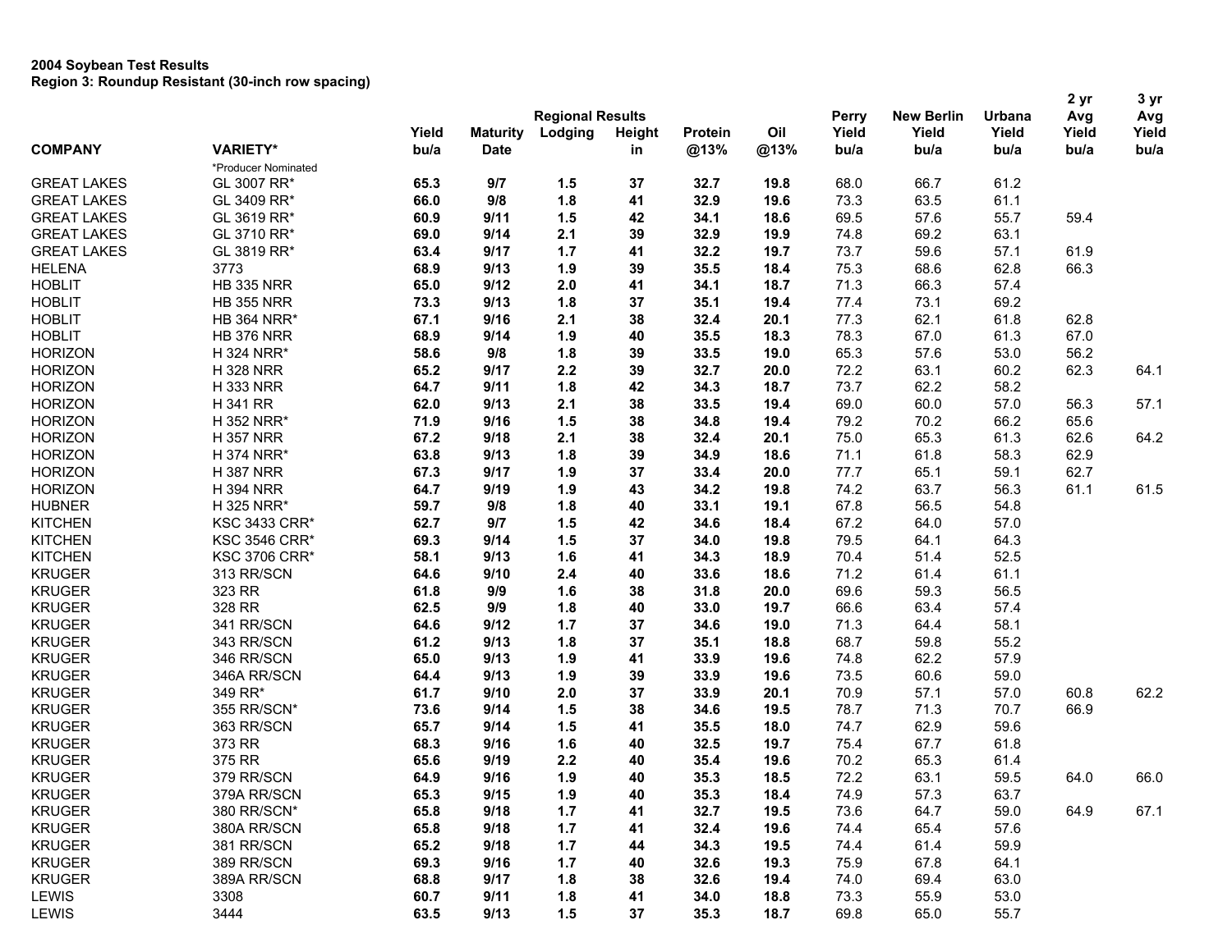**2004 Soybean Test Results**
**Region 3: Roundup Resistant (30-inch row spacing)**

| COMPANY | VARIETY* | Yield bu/a | Maturity Date | Lodging | Height in | Protein @13% | Oil @13% | Perry Yield bu/a | New Berlin Yield bu/a | Urbana Yield bu/a | 2 yr Avg Yield bu/a | 3 yr Avg Yield bu/a |
|---|---|---|---|---|---|---|---|---|---|---|---|---|
| | *Producer Nominated | Regional Results | | | | | | | | | | |
| GREAT LAKES | GL 3007 RR* | **65.3** | **9/7** | **1.5** | **37** | **32.7** | **19.8** | 68.0 | 66.7 | 61.2 | | |
| GREAT LAKES | GL 3409 RR* | **66.0** | **9/8** | **1.8** | **41** | **32.9** | **19.6** | 73.3 | 63.5 | 61.1 | | |
| GREAT LAKES | GL 3619 RR* | **60.9** | **9/11** | **1.5** | **42** | **34.1** | **18.6** | 69.5 | 57.6 | 55.7 | 59.4 | |
| GREAT LAKES | GL 3710 RR* | **69.0** | **9/14** | **2.1** | **39** | **32.9** | **19.9** | 74.8 | 69.2 | 63.1 | | |
| GREAT LAKES | GL 3819 RR* | **63.4** | **9/17** | **1.7** | **41** | **32.2** | **19.7** | 73.7 | 59.6 | 57.1 | 61.9 | |
| HELENA | 3773 | **68.9** | **9/13** | **1.9** | **39** | **35.5** | **18.4** | 75.3 | 68.6 | 62.8 | 66.3 | |
| HOBLIT | HB 335 NRR | **65.0** | **9/12** | **2.0** | **41** | **34.1** | **18.7** | 71.3 | 66.3 | 57.4 | | |
| HOBLIT | HB 355 NRR | **73.3** | **9/13** | **1.8** | **37** | **35.1** | **19.4** | 77.4 | 73.1 | 69.2 | | |
| HOBLIT | HB 364 NRR* | **67.1** | **9/16** | **2.1** | **38** | **32.4** | **20.1** | 77.3 | 62.1 | 61.8 | 62.8 | |
| HOBLIT | HB 376 NRR | **68.9** | **9/14** | **1.9** | **40** | **35.5** | **18.3** | 78.3 | 67.0 | 61.3 | 67.0 | |
| HORIZON | H 324 NRR* | **58.6** | **9/8** | **1.8** | **39** | **33.5** | **19.0** | 65.3 | 57.6 | 53.0 | 56.2 | |
| HORIZON | H 328 NRR | **65.2** | **9/17** | **2.2** | **39** | **32.7** | **20.0** | 72.2 | 63.1 | 60.2 | 62.3 | 64.1 |
| HORIZON | H 333 NRR | **64.7** | **9/11** | **1.8** | **42** | **34.3** | **18.7** | 73.7 | 62.2 | 58.2 | | |
| HORIZON | H 341 RR | **62.0** | **9/13** | **2.1** | **38** | **33.5** | **19.4** | 69.0 | 60.0 | 57.0 | 56.3 | 57.1 |
| HORIZON | H 352 NRR* | **71.9** | **9/16** | **1.5** | **38** | **34.8** | **19.4** | 79.2 | 70.2 | 66.2 | 65.6 | |
| HORIZON | H 357 NRR | **67.2** | **9/18** | **2.1** | **38** | **32.4** | **20.1** | 75.0 | 65.3 | 61.3 | 62.6 | 64.2 |
| HORIZON | H 374 NRR* | **63.8** | **9/13** | **1.8** | **39** | **34.9** | **18.6** | 71.1 | 61.8 | 58.3 | 62.9 | |
| HORIZON | H 387 NRR | **67.3** | **9/17** | **1.9** | **37** | **33.4** | **20.0** | 77.7 | 65.1 | 59.1 | 62.7 | |
| HORIZON | H 394 NRR | **64.7** | **9/19** | **1.9** | **43** | **34.2** | **19.8** | 74.2 | 63.7 | 56.3 | 61.1 | 61.5 |
| HUBNER | H 325 NRR* | **59.7** | **9/8** | **1.8** | **40** | **33.1** | **19.1** | 67.8 | 56.5 | 54.8 | | |
| KITCHEN | KSC 3433 CRR* | **62.7** | **9/7** | **1.5** | **42** | **34.6** | **18.4** | 67.2 | 64.0 | 57.0 | | |
| KITCHEN | KSC 3546 CRR* | **69.3** | **9/14** | **1.5** | **37** | **34.0** | **19.8** | 79.5 | 64.1 | 64.3 | | |
| KITCHEN | KSC 3706 CRR* | **58.1** | **9/13** | **1.6** | **41** | **34.3** | **18.9** | 70.4 | 51.4 | 52.5 | | |
| KRUGER | 313 RR/SCN | **64.6** | **9/10** | **2.4** | **40** | **33.6** | **18.6** | 71.2 | 61.4 | 61.1 | | |
| KRUGER | 323 RR | **61.8** | **9/9** | **1.6** | **38** | **31.8** | **20.0** | 69.6 | 59.3 | 56.5 | | |
| KRUGER | 328 RR | **62.5** | **9/9** | **1.8** | **40** | **33.0** | **19.7** | 66.6 | 63.4 | 57.4 | | |
| KRUGER | 341 RR/SCN | **64.6** | **9/12** | **1.7** | **37** | **34.6** | **19.0** | 71.3 | 64.4 | 58.1 | | |
| KRUGER | 343 RR/SCN | **61.2** | **9/13** | **1.8** | **37** | **35.1** | **18.8** | 68.7 | 59.8 | 55.2 | | |
| KRUGER | 346 RR/SCN | **65.0** | **9/13** | **1.9** | **41** | **33.9** | **19.6** | 74.8 | 62.2 | 57.9 | | |
| KRUGER | 346A RR/SCN | **64.4** | **9/13** | **1.9** | **39** | **33.9** | **19.6** | 73.5 | 60.6 | 59.0 | | |
| KRUGER | 349 RR* | **61.7** | **9/10** | **2.0** | **37** | **33.9** | **20.1** | 70.9 | 57.1 | 57.0 | 60.8 | 62.2 |
| KRUGER | 355 RR/SCN* | **73.6** | **9/14** | **1.5** | **38** | **34.6** | **19.5** | 78.7 | 71.3 | 70.7 | 66.9 | |
| KRUGER | 363 RR/SCN | **65.7** | **9/14** | **1.5** | **41** | **35.5** | **18.0** | 74.7 | 62.9 | 59.6 | | |
| KRUGER | 373 RR | **68.3** | **9/16** | **1.6** | **40** | **32.5** | **19.7** | 75.4 | 67.7 | 61.8 | | |
| KRUGER | 375 RR | **65.6** | **9/19** | **2.2** | **40** | **35.4** | **19.6** | 70.2 | 65.3 | 61.4 | | |
| KRUGER | 379 RR/SCN | **64.9** | **9/16** | **1.9** | **40** | **35.3** | **18.5** | 72.2 | 63.1 | 59.5 | 64.0 | 66.0 |
| KRUGER | 379A RR/SCN | **65.3** | **9/15** | **1.9** | **40** | **35.3** | **18.4** | 74.9 | 57.3 | 63.7 | | |
| KRUGER | 380 RR/SCN* | **65.8** | **9/18** | **1.7** | **41** | **32.7** | **19.5** | 73.6 | 64.7 | 59.0 | 64.9 | 67.1 |
| KRUGER | 380A RR/SCN | **65.8** | **9/18** | **1.7** | **41** | **32.4** | **19.6** | 74.4 | 65.4 | 57.6 | | |
| KRUGER | 381 RR/SCN | **65.2** | **9/18** | **1.7** | **44** | **34.3** | **19.5** | 74.4 | 61.4 | 59.9 | | |
| KRUGER | 389 RR/SCN | **69.3** | **9/16** | **1.7** | **40** | **32.6** | **19.3** | 75.9 | 67.8 | 64.1 | | |
| KRUGER | 389A RR/SCN | **68.8** | **9/17** | **1.8** | **38** | **32.6** | **19.4** | 74.0 | 69.4 | 63.0 | | |
| LEWIS | 3308 | **60.7** | **9/11** | **1.8** | **41** | **34.0** | **18.8** | 73.3 | 55.9 | 53.0 | | |
| LEWIS | 3444 | **63.5** | **9/13** | **1.5** | **37** | **35.3** | **18.7** | 69.8 | 65.0 | 55.7 | | |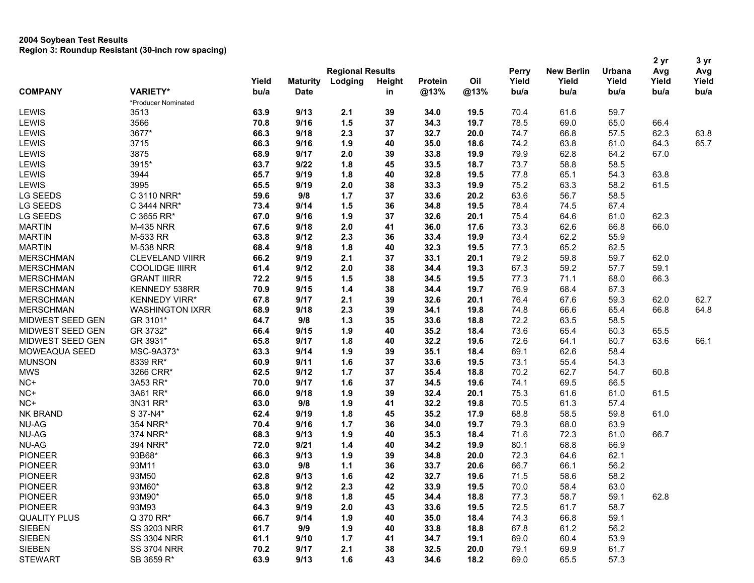**2004 Soybean Test Results**
**Region 3: Roundup Resistant (30-inch row spacing)**

| | | Regional Results | | | | | | Perry | New Berlin | Urbana | 2 yr Avg | 3 yr Avg |
|---|---|---|---|---|---|---|---|---|---|---|---|---|
| COMPANY | VARIETY* | Yield bu/a | Maturity Date | Lodging | Height in | Protein @13% | Oil @13% | Yield bu/a | Yield bu/a | Yield bu/a | Yield bu/a | Yield bu/a |
| | *Producer Nominated | | | | | | | | | | | |
| LEWIS | 3513 | **63.9** | **9/13** | **2.1** | **39** | **34.0** | **19.5** | 70.4 | 61.6 | 59.7 | | |
| LEWIS | 3566 | **70.8** | **9/16** | **1.5** | **37** | **34.3** | **19.7** | 78.5 | 69.0 | 65.0 | 66.4 | |
| LEWIS | 3677* | **66.3** | **9/18** | **2.3** | **37** | **32.7** | **20.0** | 74.7 | 66.8 | 57.5 | 62.3 | 63.8 |
| LEWIS | 3715 | **66.3** | **9/16** | **1.9** | **40** | **35.0** | **18.6** | 74.2 | 63.8 | 61.0 | 64.3 | 65.7 |
| LEWIS | 3875 | **68.9** | **9/17** | **2.0** | **39** | **33.8** | **19.9** | 79.9 | 62.8 | 64.2 | 67.0 | |
| LEWIS | 3915* | **63.7** | **9/22** | **1.8** | **45** | **33.5** | **18.7** | 73.7 | 58.8 | 58.5 | | |
| LEWIS | 3944 | **65.7** | **9/19** | **1.8** | **40** | **32.8** | **19.5** | 77.8 | 65.1 | 54.3 | 63.8 | |
| LEWIS | 3995 | **65.5** | **9/19** | **2.0** | **38** | **33.3** | **19.9** | 75.2 | 63.3 | 58.2 | 61.5 | |
| LG SEEDS | C 3110 NRR* | **59.6** | **9/8** | **1.7** | **37** | **33.6** | **20.2** | 63.6 | 56.7 | 58.5 | | |
| LG SEEDS | C 3444 NRR* | **73.4** | **9/14** | **1.5** | **36** | **34.8** | **19.5** | 78.4 | 74.5 | 67.4 | | |
| LG SEEDS | C 3655 RR* | **67.0** | **9/16** | **1.9** | **37** | **32.6** | **20.1** | 75.4 | 64.6 | 61.0 | 62.3 | |
| MARTIN | M-435 NRR | **67.6** | **9/18** | **2.0** | **41** | **36.0** | **17.6** | 73.3 | 62.6 | 66.8 | 66.0 | |
| MARTIN | M-533 RR | **63.8** | **9/12** | **2.3** | **36** | **33.4** | **19.9** | 73.4 | 62.2 | 55.9 | | |
| MARTIN | M-538 NRR | **68.4** | **9/18** | **1.8** | **40** | **32.3** | **19.5** | 77.3 | 65.2 | 62.5 | | |
| MERSCHMAN | CLEVELAND VIIRR | **66.2** | **9/19** | **2.1** | **37** | **33.1** | **20.1** | 79.2 | 59.8 | 59.7 | 62.0 | |
| MERSCHMAN | COOLIDGE IIIRR | **61.4** | **9/12** | **2.0** | **38** | **34.4** | **19.3** | 67.3 | 59.2 | 57.7 | 59.1 | |
| MERSCHMAN | GRANT IIIRR | **72.2** | **9/15** | **1.5** | **38** | **34.5** | **19.5** | 77.3 | 71.1 | 68.0 | 66.3 | |
| MERSCHMAN | KENNEDY 538RR | **70.9** | **9/15** | **1.4** | **38** | **34.4** | **19.7** | 76.9 | 68.4 | 67.3 | | |
| MERSCHMAN | KENNEDY VIRR* | **67.8** | **9/17** | **2.1** | **39** | **32.6** | **20.1** | 76.4 | 67.6 | 59.3 | 62.0 | 62.7 |
| MERSCHMAN | WASHINGTON IXRR | **68.9** | **9/18** | **2.3** | **39** | **34.1** | **19.8** | 74.8 | 66.6 | 65.4 | 66.8 | 64.8 |
| MIDWEST SEED GEN | GR 3101* | **64.7** | **9/8** | **1.3** | **35** | **33.6** | **18.8** | 72.2 | 63.5 | 58.5 | | |
| MIDWEST SEED GEN | GR 3732* | **66.4** | **9/15** | **1.9** | **40** | **35.2** | **18.4** | 73.6 | 65.4 | 60.3 | 65.5 | |
| MIDWEST SEED GEN | GR 3931* | **65.8** | **9/17** | **1.8** | **40** | **32.2** | **19.6** | 72.6 | 64.1 | 60.7 | 63.6 | 66.1 |
| MOWEAQUA SEED | MSC-9A373* | **63.3** | **9/14** | **1.9** | **39** | **35.1** | **18.4** | 69.1 | 62.6 | 58.4 | | |
| MUNSON | 8339 RR* | **60.9** | **9/11** | **1.6** | **37** | **33.6** | **19.5** | 73.1 | 55.4 | 54.3 | | |
| MWS | 3266 CRR* | **62.5** | **9/12** | **1.7** | **37** | **35.4** | **18.8** | 70.2 | 62.7 | 54.7 | 60.8 | |
| NC+ | 3A53 RR* | **70.0** | **9/17** | **1.6** | **37** | **34.5** | **19.6** | 74.1 | 69.5 | 66.5 | | |
| NC+ | 3A61 RR* | **66.0** | **9/18** | **1.9** | **39** | **32.4** | **20.1** | 75.3 | 61.6 | 61.0 | 61.5 | |
| NC+ | 3N31 RR* | **63.0** | **9/8** | **1.9** | **41** | **32.2** | **19.8** | 70.5 | 61.3 | 57.4 | | |
| NK BRAND | S 37-N4* | **62.4** | **9/19** | **1.8** | **45** | **35.2** | **17.9** | 68.8 | 58.5 | 59.8 | 61.0 | |
| NU-AG | 354 NRR* | **70.4** | **9/16** | **1.7** | **36** | **34.0** | **19.7** | 79.3 | 68.0 | 63.9 | | |
| NU-AG | 374 NRR* | **68.3** | **9/13** | **1.9** | **40** | **35.3** | **18.4** | 71.6 | 72.3 | 61.0 | 66.7 | |
| NU-AG | 394 NRR* | **72.0** | **9/21** | **1.4** | **40** | **34.2** | **19.9** | 80.1 | 68.8 | 66.9 | | |
| PIONEER | 93B68* | **66.3** | **9/13** | **1.9** | **39** | **34.8** | **20.0** | 72.3 | 64.6 | 62.1 | | |
| PIONEER | 93M11 | **63.0** | **9/8** | **1.1** | **36** | **33.7** | **20.6** | 66.7 | 66.1 | 56.2 | | |
| PIONEER | 93M50 | **62.8** | **9/13** | **1.6** | **42** | **32.7** | **19.6** | 71.5 | 58.6 | 58.2 | | |
| PIONEER | 93M60* | **63.8** | **9/12** | **2.3** | **42** | **33.9** | **19.5** | 70.0 | 58.4 | 63.0 | | |
| PIONEER | 93M90* | **65.0** | **9/18** | **1.8** | **45** | **34.4** | **18.8** | 77.3 | 58.7 | 59.1 | 62.8 | |
| PIONEER | 93M93 | **64.3** | **9/19** | **2.0** | **43** | **33.6** | **19.5** | 72.5 | 61.7 | 58.7 | | |
| QUALITY PLUS | Q 370 RR* | **66.7** | **9/14** | **1.9** | **40** | **35.0** | **18.4** | 74.3 | 66.8 | 59.1 | | |
| SIEBEN | SS 3203 NRR | **61.7** | **9/9** | **1.9** | **40** | **33.8** | **18.8** | 67.8 | 61.2 | 56.2 | | |
| SIEBEN | SS 3304 NRR | **61.1** | **9/10** | **1.7** | **41** | **34.7** | **19.1** | 69.0 | 60.4 | 53.9 | | |
| SIEBEN | SS 3704 NRR | **70.2** | **9/17** | **2.1** | **38** | **32.5** | **20.0** | 79.1 | 69.9 | 61.7 | | |
| STEWART | SB 3659 R* | **63.9** | **9/13** | **1.6** | **43** | **34.6** | **18.2** | 69.0 | 65.5 | 57.3 | | |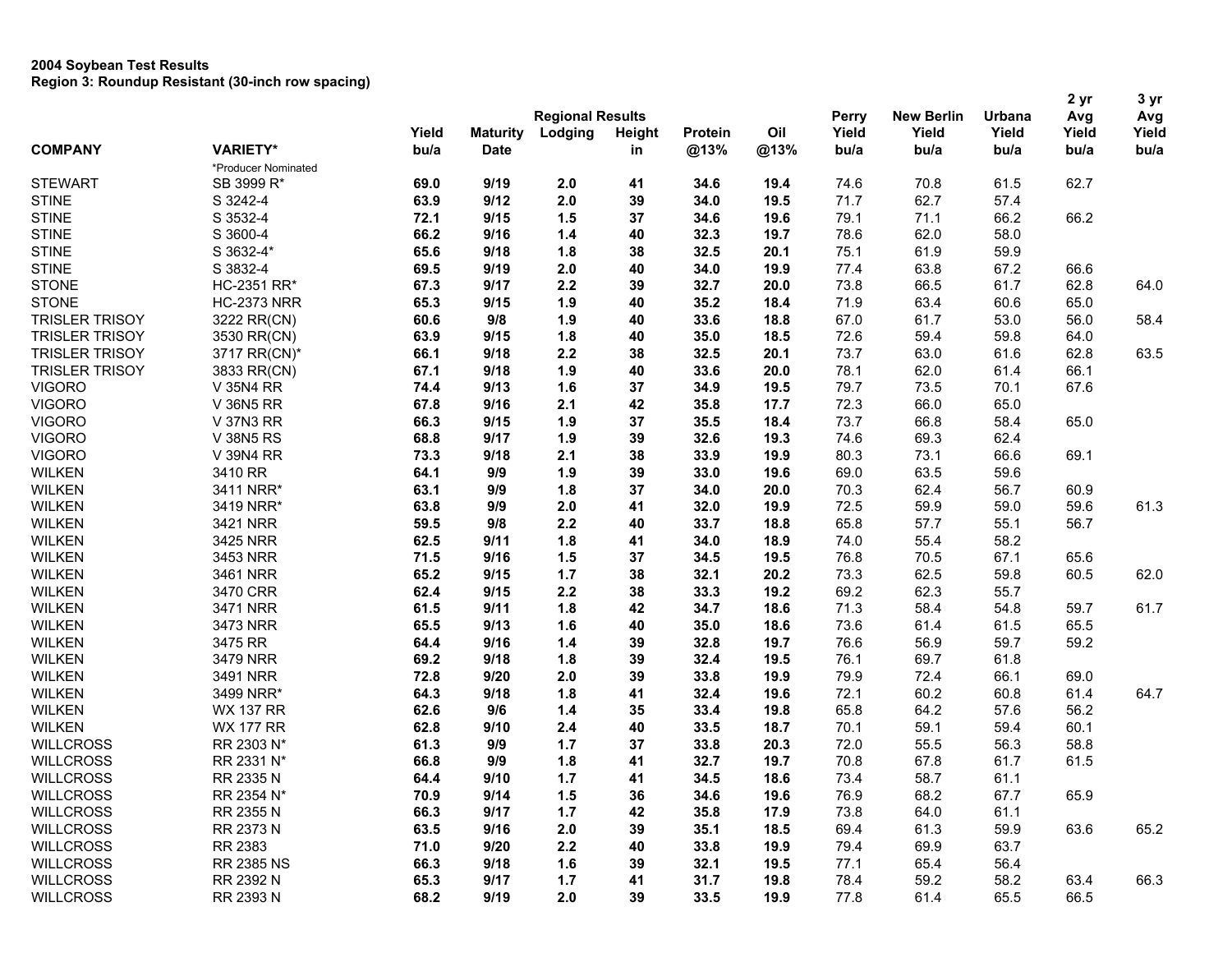**2004 Soybean Test Results**
**Region 3: Roundup Resistant (30-inch row spacing)**

| COMPANY | VARIETY* | Yield bu/a | Maturity Date | Lodging | Height in | Protein @13% | Oil @13% | Perry Yield bu/a | New Berlin Yield bu/a | Urbana Yield bu/a | 2 yr Avg Yield bu/a | 3 yr Avg Yield bu/a |
|---|---|---|---|---|---|---|---|---|---|---|---|---|
| | | Regional Results | | | | | | | | | | |
| | *Producer Nominated | | | | | | | | | | | |
| STEWART | SB 3999 R* | **69.0** | **9/19** | **2.0** | **41** | **34.6** | **19.4** | 74.6 | 70.8 | 61.5 | 62.7 | |
| STINE | S 3242-4 | **63.9** | **9/12** | **2.0** | **39** | **34.0** | **19.5** | 71.7 | 62.7 | 57.4 | | |
| STINE | S 3532-4 | **72.1** | **9/15** | **1.5** | **37** | **34.6** | **19.6** | 79.1 | 71.1 | 66.2 | 66.2 | |
| STINE | S 3600-4 | **66.2** | **9/16** | **1.4** | **40** | **32.3** | **19.7** | 78.6 | 62.0 | 58.0 | | |
| STINE | S 3632-4* | **65.6** | **9/18** | **1.8** | **38** | **32.5** | **20.1** | 75.1 | 61.9 | 59.9 | | |
| STINE | S 3832-4 | **69.5** | **9/19** | **2.0** | **40** | **34.0** | **19.9** | 77.4 | 63.8 | 67.2 | 66.6 | |
| STONE | HC-2351 RR* | **67.3** | **9/17** | **2.2** | **39** | **32.7** | **20.0** | 73.8 | 66.5 | 61.7 | 62.8 | 64.0 |
| STONE | HC-2373 NRR | **65.3** | **9/15** | **1.9** | **40** | **35.2** | **18.4** | 71.9 | 63.4 | 60.6 | 65.0 | |
| TRISLER TRISOY | 3222 RR(CN) | **60.6** | **9/8** | **1.9** | **40** | **33.6** | **18.8** | 67.0 | 61.7 | 53.0 | 56.0 | 58.4 |
| TRISLER TRISOY | 3530 RR(CN) | **63.9** | **9/15** | **1.8** | **40** | **35.0** | **18.5** | 72.6 | 59.4 | 59.8 | 64.0 | |
| TRISLER TRISOY | 3717 RR(CN)* | **66.1** | **9/18** | **2.2** | **38** | **32.5** | **20.1** | 73.7 | 63.0 | 61.6 | 62.8 | 63.5 |
| TRISLER TRISOY | 3833 RR(CN) | **67.1** | **9/18** | **1.9** | **40** | **33.6** | **20.0** | 78.1 | 62.0 | 61.4 | 66.1 | |
| VIGORO | V 35N4 RR | **74.4** | **9/13** | **1.6** | **37** | **34.9** | **19.5** | 79.7 | 73.5 | 70.1 | 67.6 | |
| VIGORO | V 36N5 RR | **67.8** | **9/16** | **2.1** | **42** | **35.8** | **17.7** | 72.3 | 66.0 | 65.0 | | |
| VIGORO | V 37N3 RR | **66.3** | **9/15** | **1.9** | **37** | **35.5** | **18.4** | 73.7 | 66.8 | 58.4 | 65.0 | |
| VIGORO | V 38N5 RS | **68.8** | **9/17** | **1.9** | **39** | **32.6** | **19.3** | 74.6 | 69.3 | 62.4 | | |
| VIGORO | V 39N4 RR | **73.3** | **9/18** | **2.1** | **38** | **33.9** | **19.9** | 80.3 | 73.1 | 66.6 | 69.1 | |
| WILKEN | 3410 RR | **64.1** | **9/9** | **1.9** | **39** | **33.0** | **19.6** | 69.0 | 63.5 | 59.6 | | |
| WILKEN | 3411 NRR* | **63.1** | **9/9** | **1.8** | **37** | **34.0** | **20.0** | 70.3 | 62.4 | 56.7 | 60.9 | |
| WILKEN | 3419 NRR* | **63.8** | **9/9** | **2.0** | **41** | **32.0** | **19.9** | 72.5 | 59.9 | 59.0 | 59.6 | 61.3 |
| WILKEN | 3421 NRR | **59.5** | **9/8** | **2.2** | **40** | **33.7** | **18.8** | 65.8 | 57.7 | 55.1 | 56.7 | |
| WILKEN | 3425 NRR | **62.5** | **9/11** | **1.8** | **41** | **34.0** | **18.9** | 74.0 | 55.4 | 58.2 | | |
| WILKEN | 3453 NRR | **71.5** | **9/16** | **1.5** | **37** | **34.5** | **19.5** | 76.8 | 70.5 | 67.1 | 65.6 | |
| WILKEN | 3461 NRR | **65.2** | **9/15** | **1.7** | **38** | **32.1** | **20.2** | 73.3 | 62.5 | 59.8 | 60.5 | 62.0 |
| WILKEN | 3470 CRR | **62.4** | **9/15** | **2.2** | **38** | **33.3** | **19.2** | 69.2 | 62.3 | 55.7 | | |
| WILKEN | 3471 NRR | **61.5** | **9/11** | **1.8** | **42** | **34.7** | **18.6** | 71.3 | 58.4 | 54.8 | 59.7 | 61.7 |
| WILKEN | 3473 NRR | **65.5** | **9/13** | **1.6** | **40** | **35.0** | **18.6** | 73.6 | 61.4 | 61.5 | 65.5 | |
| WILKEN | 3475 RR | **64.4** | **9/16** | **1.4** | **39** | **32.8** | **19.7** | 76.6 | 56.9 | 59.7 | 59.2 | |
| WILKEN | 3479 NRR | **69.2** | **9/18** | **1.8** | **39** | **32.4** | **19.5** | 76.1 | 69.7 | 61.8 | | |
| WILKEN | 3491 NRR | **72.8** | **9/20** | **2.0** | **39** | **33.8** | **19.9** | 79.9 | 72.4 | 66.1 | 69.0 | |
| WILKEN | 3499 NRR* | **64.3** | **9/18** | **1.8** | **41** | **32.4** | **19.6** | 72.1 | 60.2 | 60.8 | 61.4 | 64.7 |
| WILKEN | WX 137 RR | **62.6** | **9/6** | **1.4** | **35** | **33.4** | **19.8** | 65.8 | 64.2 | 57.6 | 56.2 | |
| WILKEN | WX 177 RR | **62.8** | **9/10** | **2.4** | **40** | **33.5** | **18.7** | 70.1 | 59.1 | 59.4 | 60.1 | |
| WILLCROSS | RR 2303 N* | **61.3** | **9/9** | **1.7** | **37** | **33.8** | **20.3** | 72.0 | 55.5 | 56.3 | 58.8 | |
| WILLCROSS | RR 2331 N* | **66.8** | **9/9** | **1.8** | **41** | **32.7** | **19.7** | 70.8 | 67.8 | 61.7 | 61.5 | |
| WILLCROSS | RR 2335 N | **64.4** | **9/10** | **1.7** | **41** | **34.5** | **18.6** | 73.4 | 58.7 | 61.1 | | |
| WILLCROSS | RR 2354 N* | **70.9** | **9/14** | **1.5** | **36** | **34.6** | **19.6** | 76.9 | 68.2 | 67.7 | 65.9 | |
| WILLCROSS | RR 2355 N | **66.3** | **9/17** | **1.7** | **42** | **35.8** | **17.9** | 73.8 | 64.0 | 61.1 | | |
| WILLCROSS | RR 2373 N | **63.5** | **9/16** | **2.0** | **39** | **35.1** | **18.5** | 69.4 | 61.3 | 59.9 | 63.6 | 65.2 |
| WILLCROSS | RR 2383 | **71.0** | **9/20** | **2.2** | **40** | **33.8** | **19.9** | 79.4 | 69.9 | 63.7 | | |
| WILLCROSS | RR 2385 NS | **66.3** | **9/18** | **1.6** | **39** | **32.1** | **19.5** | 77.1 | 65.4 | 56.4 | | |
| WILLCROSS | RR 2392 N | **65.3** | **9/17** | **1.7** | **41** | **31.7** | **19.8** | 78.4 | 59.2 | 58.2 | 63.4 | 66.3 |
| WILLCROSS | RR 2393 N | **68.2** | **9/19** | **2.0** | **39** | **33.5** | **19.9** | 77.8 | 61.4 | 65.5 | 66.5 | |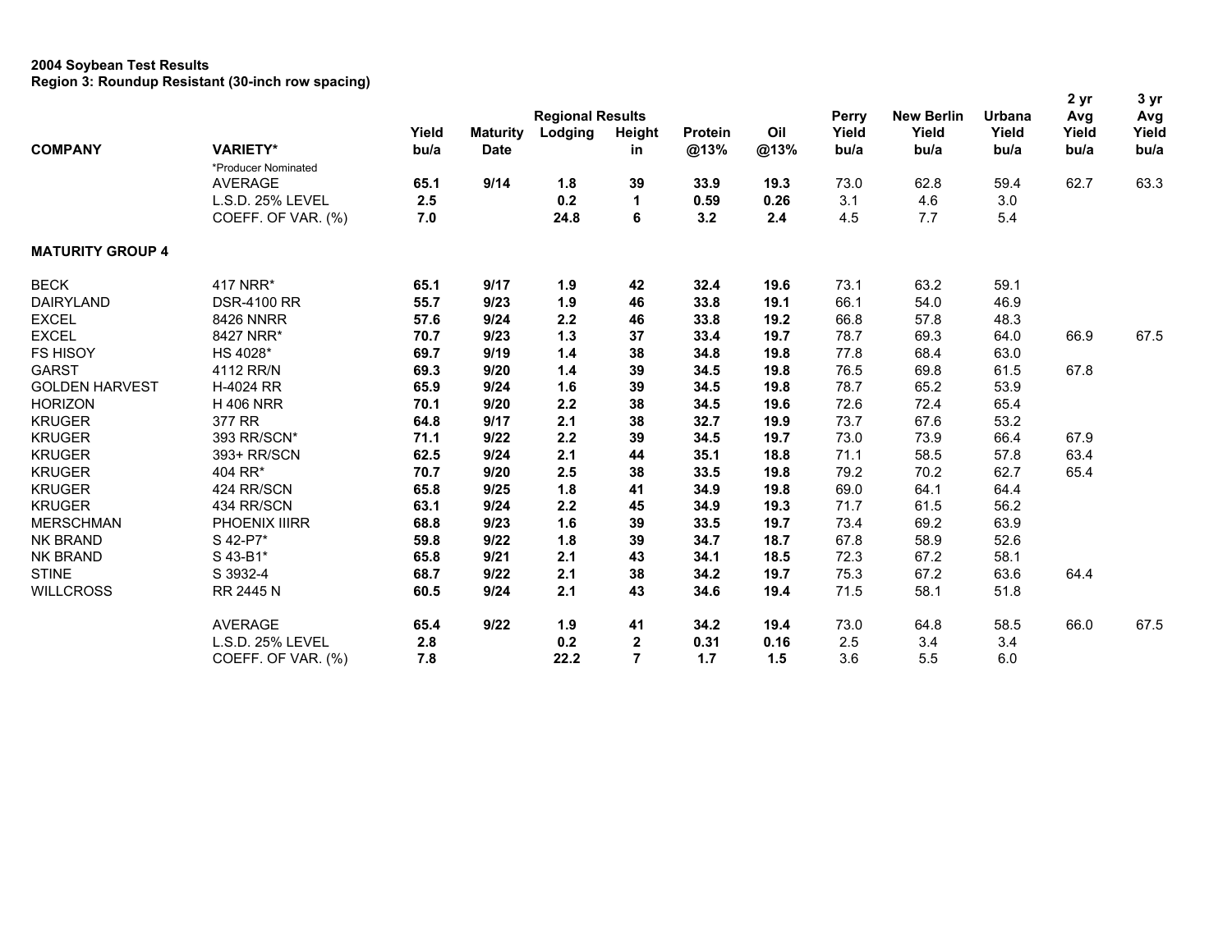**2004 Soybean Test Results**
**Region 3: Roundup Resistant (30-inch row spacing)**

| COMPANY | VARIETY* | Regional Results Yield bu/a | Maturity Date | Lodging | Height in | Protein @13% | Oil @13% | Perry Yield bu/a | New Berlin Yield bu/a | Urbana Yield bu/a | 2 yr Avg Yield bu/a | 3 yr Avg Yield bu/a |
|---|---|---|---|---|---|---|---|---|---|---|---|---|
| | *Producer Nominated | | | | | | | | | | | |
| | AVERAGE | **65.1** | **9/14** | **1.8** | **39** | **33.9** | **19.3** | 73.0 | 62.8 | 59.4 | 62.7 | 63.3 |
| | L.S.D. 25% LEVEL | **2.5** | | **0.2** | **1** | **0.59** | **0.26** | 3.1 | 4.6 | 3.0 | | |
| | COEFF. OF VAR. (%) | **7.0** | | **24.8** | **6** | **3.2** | **2.4** | 4.5 | 7.7 | 5.4 | | |
| **MATURITY GROUP 4** | | | | | | | | | | | | |
| BECK | 417 NRR* | **65.1** | **9/17** | **1.9** | **42** | **32.4** | **19.6** | 73.1 | 63.2 | 59.1 | | |
| DAIRYLAND | DSR-4100 RR | **55.7** | **9/23** | **1.9** | **46** | **33.8** | **19.1** | 66.1 | 54.0 | 46.9 | | |
| EXCEL | 8426 NNRR | **57.6** | **9/24** | **2.2** | **46** | **33.8** | **19.2** | 66.8 | 57.8 | 48.3 | | |
| EXCEL | 8427 NRR* | **70.7** | **9/23** | **1.3** | **37** | **33.4** | **19.7** | 78.7 | 69.3 | 64.0 | 66.9 | 67.5 |
| FS HISOY | HS 4028* | **69.7** | **9/19** | **1.4** | **38** | **34.8** | **19.8** | 77.8 | 68.4 | 63.0 | | |
| GARST | 4112 RR/N | **69.3** | **9/20** | **1.4** | **39** | **34.5** | **19.8** | 76.5 | 69.8 | 61.5 | 67.8 | |
| GOLDEN HARVEST | H-4024 RR | **65.9** | **9/24** | **1.6** | **39** | **34.5** | **19.8** | 78.7 | 65.2 | 53.9 | | |
| HORIZON | H 406 NRR | **70.1** | **9/20** | **2.2** | **38** | **34.5** | **19.6** | 72.6 | 72.4 | 65.4 | | |
| KRUGER | 377 RR | **64.8** | **9/17** | **2.1** | **38** | **32.7** | **19.9** | 73.7 | 67.6 | 53.2 | | |
| KRUGER | 393 RR/SCN* | **71.1** | **9/22** | **2.2** | **39** | **34.5** | **19.7** | 73.0 | 73.9 | 66.4 | 67.9 | |
| KRUGER | 393+ RR/SCN | **62.5** | **9/24** | **2.1** | **44** | **35.1** | **18.8** | 71.1 | 58.5 | 57.8 | 63.4 | |
| KRUGER | 404 RR* | **70.7** | **9/20** | **2.5** | **38** | **33.5** | **19.8** | 79.2 | 70.2 | 62.7 | 65.4 | |
| KRUGER | 424 RR/SCN | **65.8** | **9/25** | **1.8** | **41** | **34.9** | **19.8** | 69.0 | 64.1 | 64.4 | | |
| KRUGER | 434 RR/SCN | **63.1** | **9/24** | **2.2** | **45** | **34.9** | **19.3** | 71.7 | 61.5 | 56.2 | | |
| MERSCHMAN | PHOENIX IIIRR | **68.8** | **9/23** | **1.6** | **39** | **33.5** | **19.7** | 73.4 | 69.2 | 63.9 | | |
| NK BRAND | S 42-P7* | **59.8** | **9/22** | **1.8** | **39** | **34.7** | **18.7** | 67.8 | 58.9 | 52.6 | | |
| NK BRAND | S 43-B1* | **65.8** | **9/21** | **2.1** | **43** | **34.1** | **18.5** | 72.3 | 67.2 | 58.1 | | |
| STINE | S 3932-4 | **68.7** | **9/22** | **2.1** | **38** | **34.2** | **19.7** | 75.3 | 67.2 | 63.6 | 64.4 | |
| WILLCROSS | RR 2445 N | **60.5** | **9/24** | **2.1** | **43** | **34.6** | **19.4** | 71.5 | 58.1 | 51.8 | | |
| | AVERAGE | **65.4** | **9/22** | **1.9** | **41** | **34.2** | **19.4** | 73.0 | 64.8 | 58.5 | 66.0 | 67.5 |
| | L.S.D. 25% LEVEL | **2.8** | | **0.2** | **2** | **0.31** | **0.16** | 2.5 | 3.4 | 3.4 | | |
| | COEFF. OF VAR. (%) | **7.8** | | **22.2** | **7** | **1.7** | **1.5** | 3.6 | 5.5 | 6.0 | | |